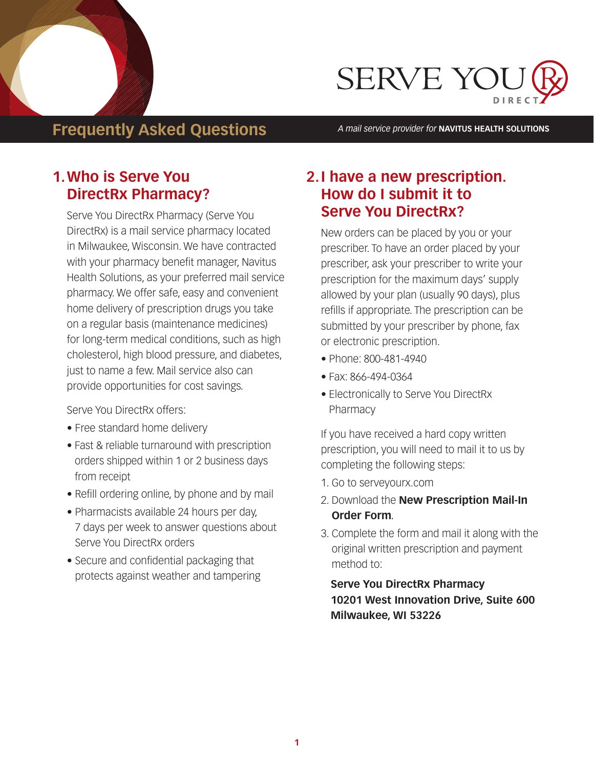SERVE YOU Rx DIRECT

# Frequently Asked Questions

*A mail service provider for* **NAVITUS HEALTH SOLUTIONS**

## 1. Who is Serve You DirectRx Pharmacy?

Serve You DirectRx Pharmacy (Serve You DirectRx) is a mail service pharmacy located in Milwaukee, Wisconsin. We have contracted with your pharmacy benefit manager, Navitus Health Solutions, as your preferred mail service pharmacy. We offer safe, easy and convenient home delivery of prescription drugs you take on a regular basis (maintenance medicines) for long-term medical conditions, such as high cholesterol, high blood pressure, and diabetes, just to name a few. Mail service also can provide opportunities for cost savings.

Serve You DirectRx offers:

- Free standard home delivery
- Fast & reliable turnaround with prescription orders shipped within 1 or 2 business days from receipt
- Refill ordering online, by phone and by mail
- Pharmacists available 24 hours per day, 7 days per week to answer questions about Serve You DirectRx orders
- Secure and confidential packaging that protects against weather and tampering

## 2. I have a new prescription. How do I submit it to Serve You DirectRx?

New orders can be placed by you or your prescriber. To have an order placed by your prescriber, ask your prescriber to write your prescription for the maximum days' supply allowed by your plan (usually 90 days), plus refills if appropriate. The prescription can be submitted by your prescriber by phone, fax or electronic prescription.

- Phone: 800-481-4940
- Fax: 866-494-0364
- Electronically to Serve You DirectRx Pharmacy

If you have received a hard copy written prescription, you will need to mail it to us by completing the following steps:

1. Go to serveyourx.com
2. Download the **New Prescription Mail-In Order Form**.
3. Complete the form and mail it along with the original written prescription and payment method to:

**Serve You DirectRx Pharmacy**
**10201 West Innovation Drive, Suite 600**
**Milwaukee, WI 53226**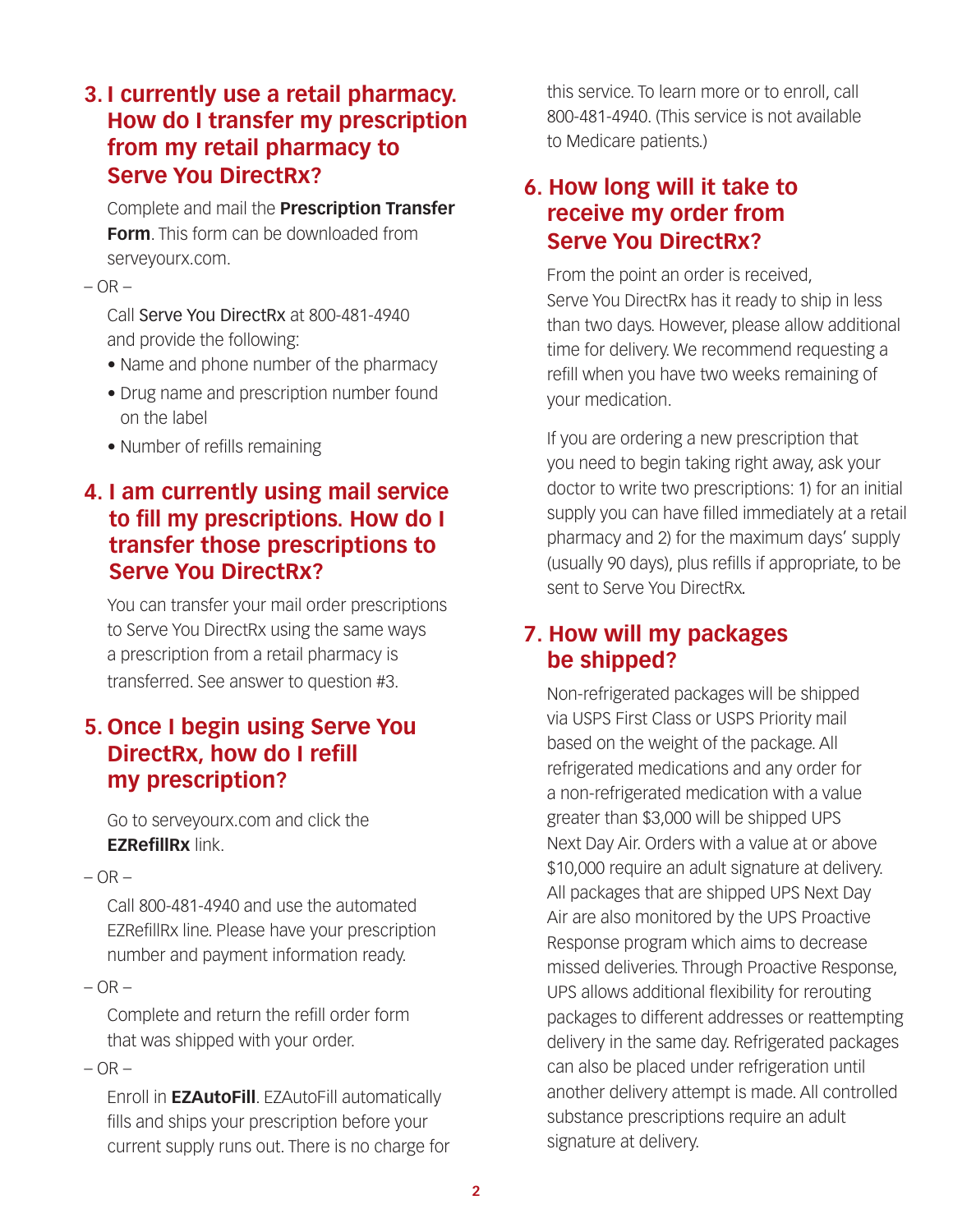## 3. I currently use a retail pharmacy. How do I transfer my prescription from my retail pharmacy to Serve You DirectRx?

Complete and mail the **Prescription Transfer Form**. This form can be downloaded from serveyourx.com.

– OR –

Call Serve You DirectRx at 800-481-4940 and provide the following:

- Name and phone number of the pharmacy
- Drug name and prescription number found on the label
- Number of refills remaining

## 4. I am currently using mail service to fill my prescriptions. How do I transfer those prescriptions to Serve You DirectRx?

You can transfer your mail order prescriptions to Serve You DirectRx using the same ways a prescription from a retail pharmacy is transferred. See answer to question #3.

## 5. Once I begin using Serve You DirectRx, how do I refill my prescription?

Go to serveyourx.com and click the **EZRefillRx** link.

– OR –

Call 800-481-4940 and use the automated EZRefillRx line. Please have your prescription number and payment information ready.

– OR –

Complete and return the refill order form that was shipped with your order.

– OR –

Enroll in **EZAutoFill**. EZAutoFill automatically fills and ships your prescription before your current supply runs out. There is no charge for this service. To learn more or to enroll, call 800-481-4940. (This service is not available to Medicare patients.)

## 6. How long will it take to receive my order from Serve You DirectRx?

From the point an order is received, Serve You DirectRx has it ready to ship in less than two days. However, please allow additional time for delivery. We recommend requesting a refill when you have two weeks remaining of your medication.

If you are ordering a new prescription that you need to begin taking right away, ask your doctor to write two prescriptions: 1) for an initial supply you can have filled immediately at a retail pharmacy and 2) for the maximum days' supply (usually 90 days), plus refills if appropriate, to be sent to Serve You DirectRx.

## 7. How will my packages be shipped?

Non-refrigerated packages will be shipped via USPS First Class or USPS Priority mail based on the weight of the package. All refrigerated medications and any order for a non-refrigerated medication with a value greater than $3,000 will be shipped UPS Next Day Air. Orders with a value at or above $10,000 require an adult signature at delivery. All packages that are shipped UPS Next Day Air are also monitored by the UPS Proactive Response program which aims to decrease missed deliveries. Through Proactive Response, UPS allows additional flexibility for rerouting packages to different addresses or reattempting delivery in the same day. Refrigerated packages can also be placed under refrigeration until another delivery attempt is made. All controlled substance prescriptions require an adult signature at delivery.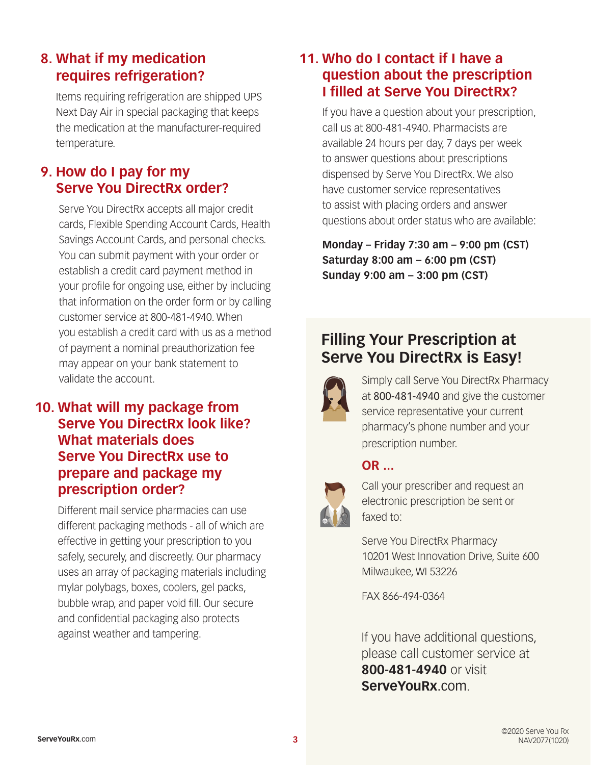## 8. What if my medication requires refrigeration?

Items requiring refrigeration are shipped UPS Next Day Air in special packaging that keeps the medication at the manufacturer-required temperature.

## 9. How do I pay for my Serve You DirectRx order?

Serve You DirectRx accepts all major credit cards, Flexible Spending Account Cards, Health Savings Account Cards, and personal checks. You can submit payment with your order or establish a credit card payment method in your profile for ongoing use, either by including that information on the order form or by calling customer service at 800-481-4940. When you establish a credit card with us as a method of payment a nominal preauthorization fee may appear on your bank statement to validate the account.

## 10. What will my package from Serve You DirectRx look like? What materials does Serve You DirectRx use to prepare and package my prescription order?

Different mail service pharmacies can use different packaging methods - all of which are effective in getting your prescription to you safely, securely, and discreetly. Our pharmacy uses an array of packaging materials including mylar polybags, boxes, coolers, gel packs, bubble wrap, and paper void fill. Our secure and confidential packaging also protects against weather and tampering.

## 11. Who do I contact if I have a question about the prescription I filled at Serve You DirectRx?

If you have a question about your prescription, call us at 800-481-4940. Pharmacists are available 24 hours per day, 7 days per week to answer questions about prescriptions dispensed by Serve You DirectRx. We also have customer service representatives to assist with placing orders and answer questions about order status who are available:

**Monday – Friday 7:30 am – 9:00 pm (CST)**
**Saturday 8:00 am – 6:00 pm (CST)**
**Sunday 9:00 am – 3:00 pm (CST)**

## Filling Your Prescription at Serve You DirectRx is Easy!

Simply call Serve You DirectRx Pharmacy at 800-481-4940 and give the customer service representative your current pharmacy's phone number and your prescription number.

**OR ...**

Call your prescriber and request an electronic prescription be sent or faxed to:

Serve You DirectRx Pharmacy
10201 West Innovation Drive, Suite 600
Milwaukee, WI 53226

FAX 866-494-0364

If you have additional questions, please call customer service at **800-481-4940** or visit **ServeYouRx**.com.

©2020 Serve You Rx
NAV2077(1020)